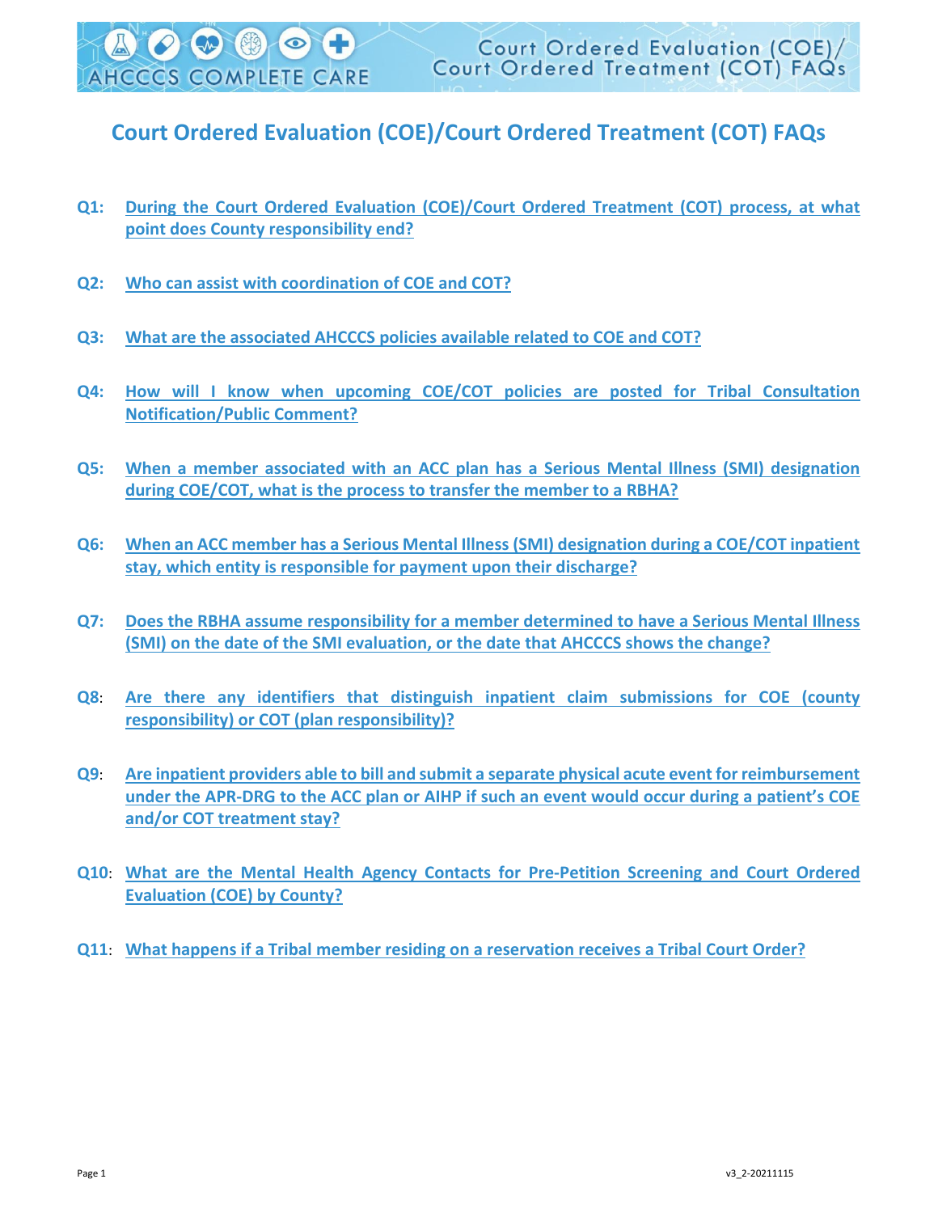# Court Ordered Evaluation (COE)/Court Ordered Treatment (COT) FAQs

**Q1:** During the Court Ordered Evaluation (COE)/Court Ordered Treatment (COT) process, at what point does County responsibility end?

**Q2:** Who can assist with coordination of COE and COT?

**Q3:** What are the associated AHCCCS policies available related to COE and COT?

**Q4:** How will I know when upcoming COE/COT policies are posted for Tribal Consultation Notification/Public Comment?

**Q5:** When a member associated with an ACC plan has a Serious Mental Illness (SMI) designation during COE/COT, what is the process to transfer the member to a RBHA?

**Q6:** When an ACC member has a Serious Mental Illness (SMI) designation during a COE/COT inpatient stay, which entity is responsible for payment upon their discharge?

**Q7:** Does the RBHA assume responsibility for a member determined to have a Serious Mental Illness (SMI) on the date of the SMI evaluation, or the date that AHCCCS shows the change?

**Q8:** Are there any identifiers that distinguish inpatient claim submissions for COE (county responsibility) or COT (plan responsibility)?

**Q9:** Are inpatient providers able to bill and submit a separate physical acute event for reimbursement under the APR-DRG to the ACC plan or AIHP if such an event would occur during a patient's COE and/or COT treatment stay?

**Q10:** What are the Mental Health Agency Contacts for Pre-Petition Screening and Court Ordered Evaluation (COE) by County?

**Q11:** What happens if a Tribal member residing on a reservation receives a Tribal Court Order?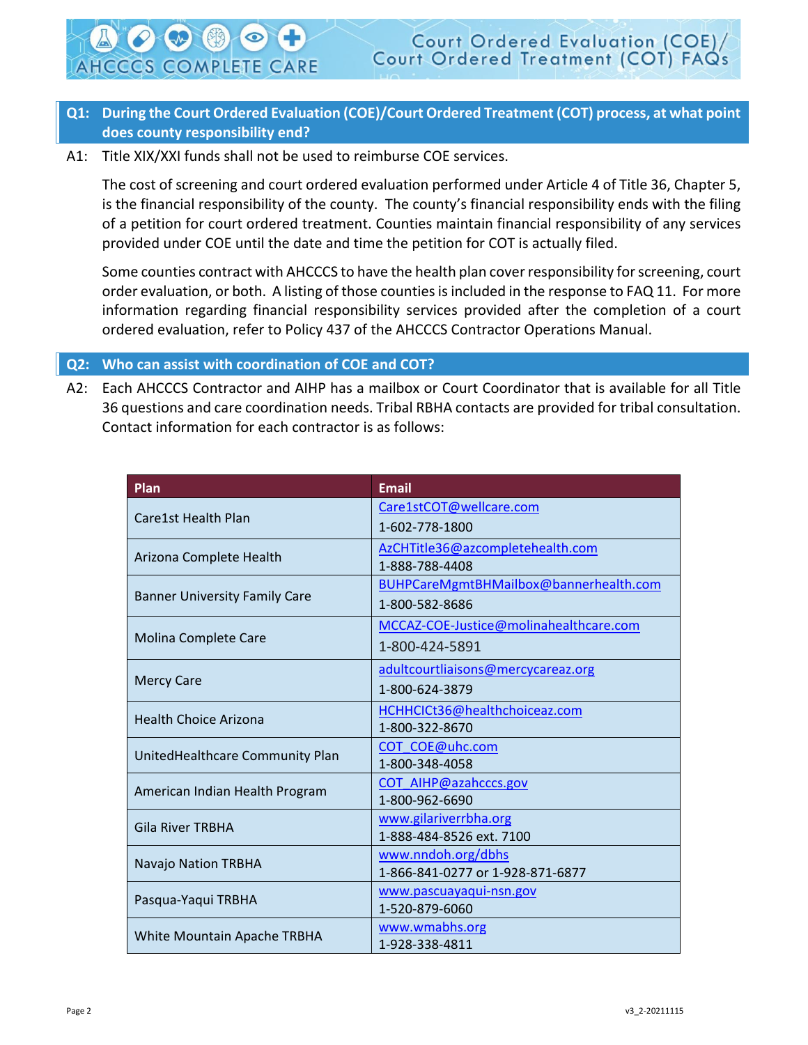**Q1: During the Court Ordered Evaluation (COE)/Court Ordered Treatment (COT) process, at what point does county responsibility end?**

A1: Title XIX/XXI funds shall not be used to reimburse COE services.

The cost of screening and court ordered evaluation performed under Article 4 of Title 36, Chapter 5, is the financial responsibility of the county. The county's financial responsibility ends with the filing of a petition for court ordered treatment. Counties maintain financial responsibility of any services provided under COE until the date and time the petition for COT is actually filed.

Some counties contract with AHCCCS to have the health plan cover responsibility for screening, court order evaluation, or both. A listing of those counties is included in the response to FAQ 11. For more information regarding financial responsibility services provided after the completion of a court ordered evaluation, refer to Policy 437 of the AHCCCS Contractor Operations Manual.

**Q2: Who can assist with coordination of COE and COT?**

A2: Each AHCCCS Contractor and AIHP has a mailbox or Court Coordinator that is available for all Title 36 questions and care coordination needs. Tribal RBHA contacts are provided for tribal consultation. Contact information for each contractor is as follows:

| Plan | Email |
|---|---|
| Care1st Health Plan | Care1stCOT@wellcare.com<br>1-602-778-1800 |
| Arizona Complete Health | AzCHTitle36@azcompletehealth.com<br>1-888-788-4408 |
| Banner University Family Care | BUHPCareMgmtBHMailbox@bannerhealth.com<br>1-800-582-8686 |
| Molina Complete Care | MCCAZ-COE-Justice@molinahealthcare.com<br>1-800-424-5891 |
| Mercy Care | adultcourtliaisons@mercycareaz.org<br>1-800-624-3879 |
| Health Choice Arizona | HCHHCICt36@healthchoiceaz.com<br>1-800-322-8670 |
| UnitedHealthcare Community Plan | COT_COE@uhc.com<br>1-800-348-4058 |
| American Indian Health Program | COT_AIHP@azahcccs.gov<br>1-800-962-6690 |
| Gila River TRBHA | www.gilariverrbha.org<br>1-888-484-8526 ext. 7100 |
| Navajo Nation TRBHA | www.nndoh.org/dbhs<br>1-866-841-0277 or 1-928-871-6877 |
| Pasqua-Yaqui TRBHA | www.pascuayaqui-nsn.gov<br>1-520-879-6060 |
| White Mountain Apache TRBHA | www.wmabhs.org<br>1-928-338-4811 |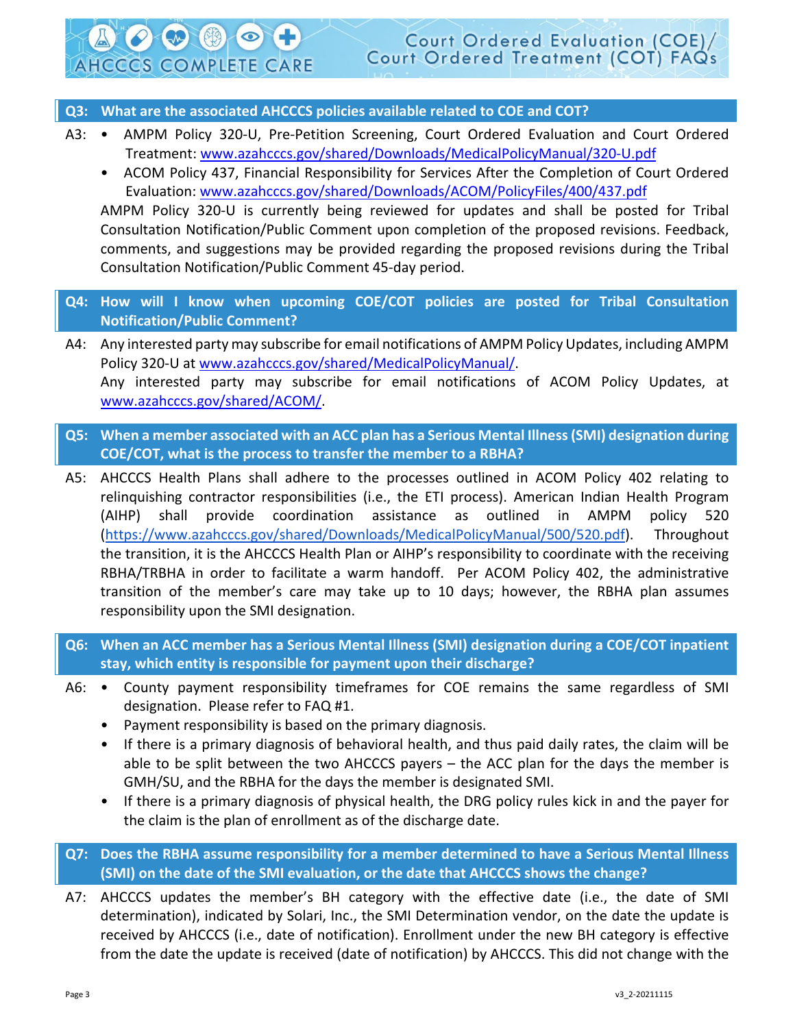**Q3: What are the associated AHCCCS policies available related to COE and COT?**

A3:
- AMPM Policy 320-U, Pre-Petition Screening, Court Ordered Evaluation and Court Ordered Treatment: www.azahcccs.gov/shared/Downloads/MedicalPolicyManual/320-U.pdf
- ACOM Policy 437, Financial Responsibility for Services After the Completion of Court Ordered Evaluation: www.azahcccs.gov/shared/Downloads/ACOM/PolicyFiles/400/437.pdf

AMPM Policy 320-U is currently being reviewed for updates and shall be posted for Tribal Consultation Notification/Public Comment upon completion of the proposed revisions. Feedback, comments, and suggestions may be provided regarding the proposed revisions during the Tribal Consultation Notification/Public Comment 45-day period.

**Q4: How will I know when upcoming COE/COT policies are posted for Tribal Consultation Notification/Public Comment?**

A4: Any interested party may subscribe for email notifications of AMPM Policy Updates, including AMPM Policy 320-U at www.azahcccs.gov/shared/MedicalPolicyManual/.
Any interested party may subscribe for email notifications of ACOM Policy Updates, at www.azahcccs.gov/shared/ACOM/.

**Q5: When a member associated with an ACC plan has a Serious Mental Illness (SMI) designation during COE/COT, what is the process to transfer the member to a RBHA?**

A5: AHCCCS Health Plans shall adhere to the processes outlined in ACOM Policy 402 relating to relinquishing contractor responsibilities (i.e., the ETI process). American Indian Health Program (AIHP) shall provide coordination assistance as outlined in AMPM policy 520 (https://www.azahcccs.gov/shared/Downloads/MedicalPolicyManual/500/520.pdf). Throughout the transition, it is the AHCCCS Health Plan or AIHP's responsibility to coordinate with the receiving RBHA/TRBHA in order to facilitate a warm handoff. Per ACOM Policy 402, the administrative transition of the member's care may take up to 10 days; however, the RBHA plan assumes responsibility upon the SMI designation.

**Q6: When an ACC member has a Serious Mental Illness (SMI) designation during a COE/COT inpatient stay, which entity is responsible for payment upon their discharge?**

A6:
- County payment responsibility timeframes for COE remains the same regardless of SMI designation. Please refer to FAQ #1.
- Payment responsibility is based on the primary diagnosis.
- If there is a primary diagnosis of behavioral health, and thus paid daily rates, the claim will be able to be split between the two AHCCCS payers – the ACC plan for the days the member is GMH/SU, and the RBHA for the days the member is designated SMI.
- If there is a primary diagnosis of physical health, the DRG policy rules kick in and the payer for the claim is the plan of enrollment as of the discharge date.

**Q7: Does the RBHA assume responsibility for a member determined to have a Serious Mental Illness (SMI) on the date of the SMI evaluation, or the date that AHCCCS shows the change?**

A7: AHCCCS updates the member's BH category with the effective date (i.e., the date of SMI determination), indicated by Solari, Inc., the SMI Determination vendor, on the date the update is received by AHCCCS (i.e., date of notification). Enrollment under the new BH category is effective from the date the update is received (date of notification) by AHCCCS. This did not change with the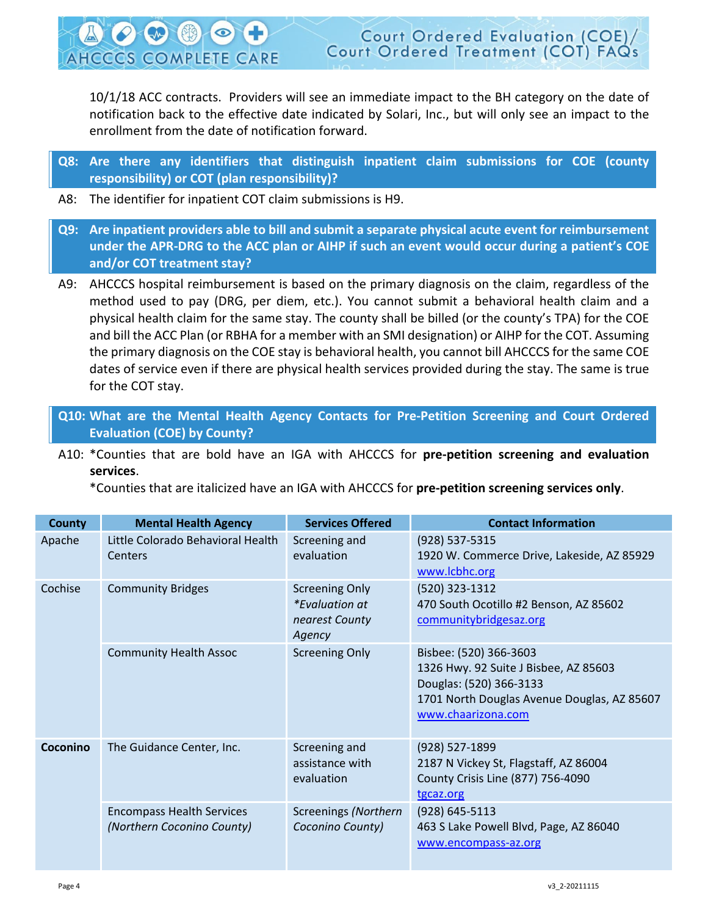10/1/18 ACC contracts. Providers will see an immediate impact to the BH category on the date of notification back to the effective date indicated by Solari, Inc., but will only see an impact to the enrollment from the date of notification forward.

**Q8: Are there any identifiers that distinguish inpatient claim submissions for COE (county responsibility) or COT (plan responsibility)?**

A8: The identifier for inpatient COT claim submissions is H9.

**Q9: Are inpatient providers able to bill and submit a separate physical acute event for reimbursement under the APR-DRG to the ACC plan or AIHP if such an event would occur during a patient's COE and/or COT treatment stay?**

A9: AHCCCS hospital reimbursement is based on the primary diagnosis on the claim, regardless of the method used to pay (DRG, per diem, etc.). You cannot submit a behavioral health claim and a physical health claim for the same stay. The county shall be billed (or the county's TPA) for the COE and bill the ACC Plan (or RBHA for a member with an SMI designation) or AIHP for the COT. Assuming the primary diagnosis on the COE stay is behavioral health, you cannot bill AHCCCS for the same COE dates of service even if there are physical health services provided during the stay. The same is true for the COT stay.

**Q10: What are the Mental Health Agency Contacts for Pre-Petition Screening and Court Ordered Evaluation (COE) by County?**

A10: *Counties that are bold have an IGA with AHCCCS for **pre-petition screening and evaluation services**.

*Counties that are italicized have an IGA with AHCCCS for **pre-petition screening services only**.

| County | Mental Health Agency | Services Offered | Contact Information |
|---|---|---|---|
| Apache | Little Colorado Behavioral Health Centers | Screening and evaluation | (928) 537-5315<br>1920 W. Commerce Drive, Lakeside, AZ 85929<br>www.lcbhc.org |
| Cochise | Community Bridges | Screening Only<br>*\*Evaluation at nearest County Agency* | (520) 323-1312<br>470 South Ocotillo #2 Benson, AZ 85602<br>communitybridgesaz.org |
| | Community Health Assoc | Screening Only | Bisbee: (520) 366-3603<br>1326 Hwy. 92 Suite J Bisbee, AZ 85603<br>Douglas: (520) 366-3133<br>1701 North Douglas Avenue Douglas, AZ 85607<br>www.chaarizona.com |
| **Coconino** | The Guidance Center, Inc. | Screening and assistance with evaluation | (928) 527-1899<br>2187 N Vickey St, Flagstaff, AZ 86004<br>County Crisis Line (877) 756-4090<br>tgcaz.org |
| | Encompass Health Services *(Northern Coconino County)* | Screenings *(Northern Coconino County)* | (928) 645-5113<br>463 S Lake Powell Blvd, Page, AZ 86040<br>www.encompass-az.org |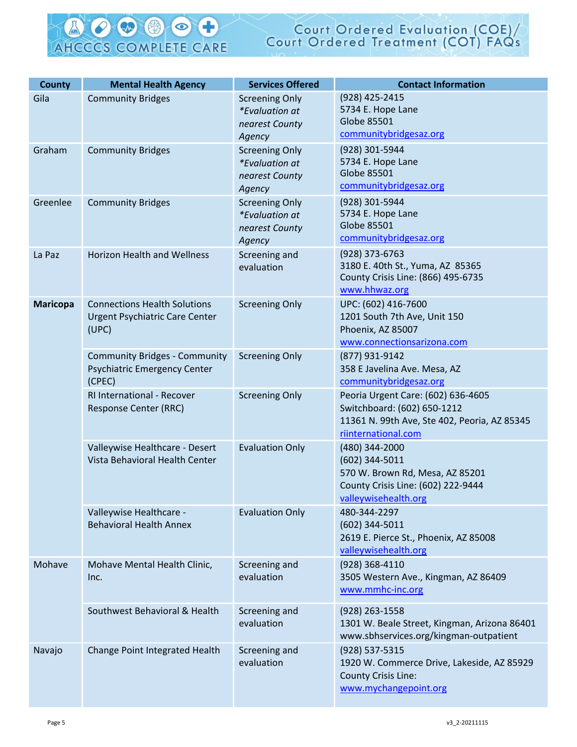| County | Mental Health Agency | Services Offered | Contact Information |
|---|---|---|---|
| Gila | Community Bridges | Screening Only *\*Evaluation at nearest County Agency* | (928) 425-2415<br>5734 E. Hope Lane<br>Globe 85501<br>communitybridgesaz.org |
| Graham | Community Bridges | Screening Only *\*Evaluation at nearest County Agency* | (928) 301-5944<br>5734 E. Hope Lane<br>Globe 85501<br>communitybridgesaz.org |
| Greenlee | Community Bridges | Screening Only *\*Evaluation at nearest County Agency* | (928) 301-5944<br>5734 E. Hope Lane<br>Globe 85501<br>communitybridgesaz.org |
| La Paz | Horizon Health and Wellness | Screening and evaluation | (928) 373-6763<br>3180 E. 40th St., Yuma, AZ 85365<br>County Crisis Line: (866) 495-6735<br>www.hhwaz.org |
| **Maricopa** | Connections Health Solutions Urgent Psychiatric Care Center (UPC) | Screening Only | UPC: (602) 416-7600<br>1201 South 7th Ave, Unit 150<br>Phoenix, AZ 85007<br>www.connectionsarizona.com |
| | Community Bridges - Community Psychiatric Emergency Center (CPEC) | Screening Only | (877) 931-9142<br>358 E Javelina Ave. Mesa, AZ<br>communitybridgesaz.org |
| | RI International - Recover Response Center (RRC) | Screening Only | Peoria Urgent Care: (602) 636-4605<br>Switchboard: (602) 650-1212<br>11361 N. 99th Ave, Ste 402, Peoria, AZ 85345<br>riinternational.com |
| | Valleywise Healthcare - Desert Vista Behavioral Health Center | Evaluation Only | (480) 344-2000<br>(602) 344-5011<br>570 W. Brown Rd, Mesa, AZ 85201<br>County Crisis Line: (602) 222-9444<br>valleywisehealth.org |
| | Valleywise Healthcare - Behavioral Health Annex | Evaluation Only | 480-344-2297<br>(602) 344-5011<br>2619 E. Pierce St., Phoenix, AZ 85008<br>valleywisehealth.org |
| Mohave | Mohave Mental Health Clinic, Inc. | Screening and evaluation | (928) 368-4110<br>3505 Western Ave., Kingman, AZ 86409<br>www.mmhc-inc.org |
| | Southwest Behavioral & Health | Screening and evaluation | (928) 263-1558<br>1301 W. Beale Street, Kingman, Arizona 86401<br>www.sbhservices.org/kingman-outpatient |
| Navajo | Change Point Integrated Health | Screening and evaluation | (928) 537-5315<br>1920 W. Commerce Drive, Lakeside, AZ 85929<br>County Crisis Line:<br>www.mychangepoint.org |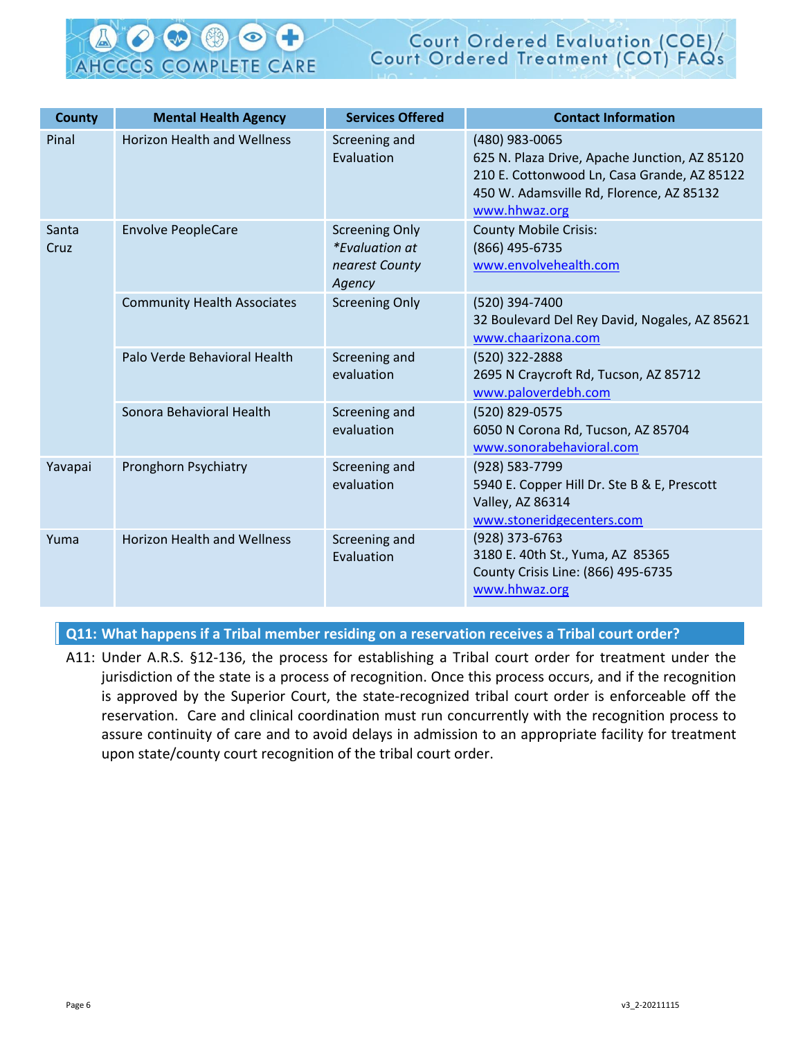| County | Mental Health Agency | Services Offered | Contact Information |
|---|---|---|---|
| Pinal | Horizon Health and Wellness | Screening and Evaluation | (480) 983-0065<br>625 N. Plaza Drive, Apache Junction, AZ 85120<br>210 E. Cottonwood Ln, Casa Grande, AZ 85122<br>450 W. Adamsville Rd, Florence, AZ 85132<br>www.hhwaz.org |
| Santa Cruz | Envolve PeopleCare | Screening Only<br>*\*Evaluation at nearest County Agency* | County Mobile Crisis:<br>(866) 495-6735<br>www.envolvehealth.com |
| | Community Health Associates | Screening Only | (520) 394-7400<br>32 Boulevard Del Rey David, Nogales, AZ 85621<br>www.chaarizona.com |
| | Palo Verde Behavioral Health | Screening and evaluation | (520) 322-2888<br>2695 N Craycroft Rd, Tucson, AZ 85712<br>www.paloverdebh.com |
| | Sonora Behavioral Health | Screening and evaluation | (520) 829-0575<br>6050 N Corona Rd, Tucson, AZ 85704<br>www.sonorabehavioral.com |
| Yavapai | Pronghorn Psychiatry | Screening and evaluation | (928) 583-7799<br>5940 E. Copper Hill Dr. Ste B & E, Prescott Valley, AZ 86314<br>www.stoneridgecenters.com |
| Yuma | Horizon Health and Wellness | Screening and Evaluation | (928) 373-6763<br>3180 E. 40th St., Yuma, AZ 85365<br>County Crisis Line: (866) 495-6735<br>www.hhwaz.org |

## Q11: What happens if a Tribal member residing on a reservation receives a Tribal court order?

A11: Under A.R.S. §12-136, the process for establishing a Tribal court order for treatment under the jurisdiction of the state is a process of recognition. Once this process occurs, and if the recognition is approved by the Superior Court, the state-recognized tribal court order is enforceable off the reservation. Care and clinical coordination must run concurrently with the recognition process to assure continuity of care and to avoid delays in admission to an appropriate facility for treatment upon state/county court recognition of the tribal court order.